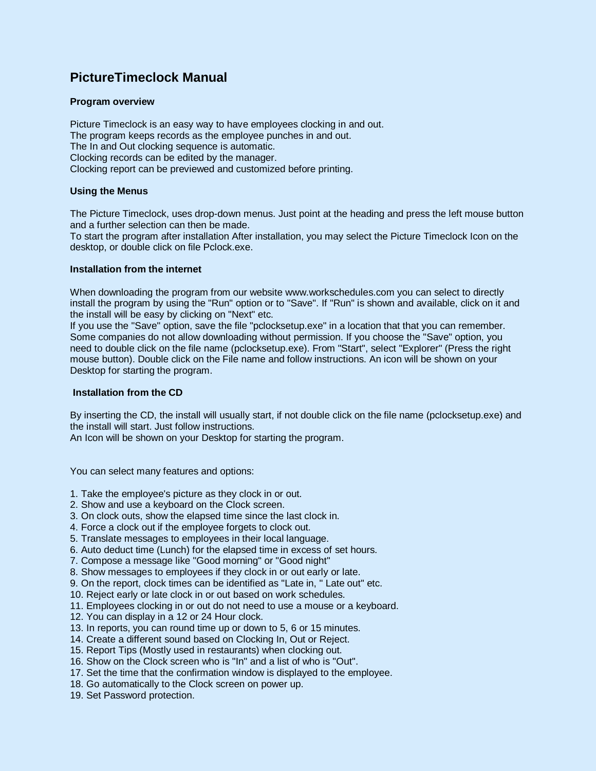# PictureTimeclock Manual

### Program overview

Picture Timeclock is an easy way to have employees clocking in and out.
The program keeps records as the employee punches in and out.
The In and Out clocking sequence is automatic.
Clocking records can be edited by the manager.
Clocking report can be previewed and customized before printing.

### Using the Menus

The Picture Timeclock, uses drop-down menus. Just point at the heading and press the left mouse button and a further selection can then be made.
To start the program after installation After installation, you may select the Picture Timeclock Icon on the desktop, or double click on file Pclock.exe.

### Installation from the internet

When downloading the program from our website www.workschedules.com you can select to directly install the program by using the "Run" option or to "Save". If "Run" is shown and available, click on it and the install will be easy by clicking on "Next" etc.
If you use the "Save" option, save the file "pclocksetup.exe" in a location that that you can remember. Some companies do not allow downloading without permission. If you choose the "Save" option, you need to double click on the file name (pclocksetup.exe). From "Start", select "Explorer" (Press the right mouse button). Double click on the File name and follow instructions. An icon will be shown on your Desktop for starting the program.

### Installation from the CD

By inserting the CD, the install will usually start, if not double click on the file name (pclocksetup.exe) and the install will start. Just follow instructions.
An Icon will be shown on your Desktop for starting the program.

You can select many features and options:

1. Take the employee's picture as they clock in or out.
2. Show and use a keyboard on the Clock screen.
3. On clock outs, show the elapsed time since the last clock in.
4. Force a clock out if the employee forgets to clock out.
5. Translate messages to employees in their local language.
6. Auto deduct time (Lunch) for the elapsed time in excess of set hours.
7. Compose a message like "Good morning" or "Good night"
8. Show messages to employees if they clock in or out early or late.
9. On the report, clock times can be identified as "Late in, " Late out" etc.
10. Reject early or late clock in or out based on work schedules.
11. Employees clocking in or out do not need to use a mouse or a keyboard.
12. You can display in a 12 or 24 Hour clock.
13. In reports, you can round time up or down to 5, 6 or 15 minutes.
14. Create a different sound based on Clocking In, Out or Reject.
15. Report Tips (Mostly used in restaurants) when clocking out.
16. Show on the Clock screen who is "In" and a list of who is "Out".
17. Set the time that the confirmation window is displayed to the employee.
18. Go automatically to the Clock screen on power up.
19. Set Password protection.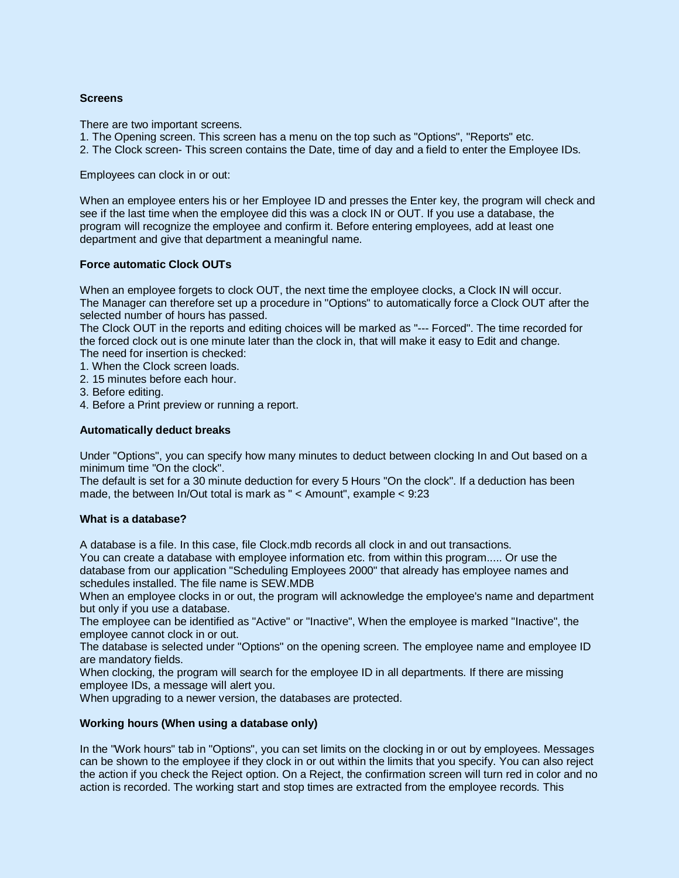**Screens**

There are two important screens.
1. The Opening screen. This screen has a menu on the top such as "Options", "Reports" etc.
2. The Clock screen- This screen contains the Date, time of day and a field to enter the Employee IDs.

Employees can clock in or out:

When an employee enters his or her Employee ID and presses the Enter key, the program will check and see if the last time when the employee did this was a clock IN or OUT. If you use a database, the program will recognize the employee and confirm it. Before entering employees, add at least one department and give that department a meaningful name.

**Force automatic Clock OUTs**

When an employee forgets to clock OUT, the next time the employee clocks, a Clock IN will occur.
The Manager can therefore set up a procedure in "Options" to automatically force a Clock OUT after the selected number of hours has passed.
The Clock OUT in the reports and editing choices will be marked as "--- Forced". The time recorded for the forced clock out is one minute later than the clock in, that will make it easy to Edit and change.
The need for insertion is checked:
1. When the Clock screen loads.
2. 15 minutes before each hour.
3. Before editing.
4. Before a Print preview or running a report.

**Automatically deduct breaks**

Under "Options", you can specify how many minutes to deduct between clocking In and Out based on a minimum time "On the clock".
The default is set for a 30 minute deduction for every 5 Hours "On the clock". If a deduction has been made, the between In/Out total is mark as " < Amount", example < 9:23

**What is a database?**

A database is a file. In this case, file Clock.mdb records all clock in and out transactions.
You can create a database with employee information etc. from within this program..... Or use the database from our application "Scheduling Employees 2000" that already has employee names and schedules installed. The file name is SEW.MDB
When an employee clocks in or out, the program will acknowledge the employee's name and department but only if you use a database.
The employee can be identified as "Active" or "Inactive", When the employee is marked "Inactive", the employee cannot clock in or out.
The database is selected under "Options" on the opening screen. The employee name and employee ID are mandatory fields.
When clocking, the program will search for the employee ID in all departments. If there are missing employee IDs, a message will alert you.
When upgrading to a newer version, the databases are protected.

**Working hours (When using a database only)**

In the "Work hours" tab in "Options", you can set limits on the clocking in or out by employees. Messages can be shown to the employee if they clock in or out within the limits that you specify. You can also reject the action if you check the Reject option. On a Reject, the confirmation screen will turn red in color and no action is recorded. The working start and stop times are extracted from the employee records. This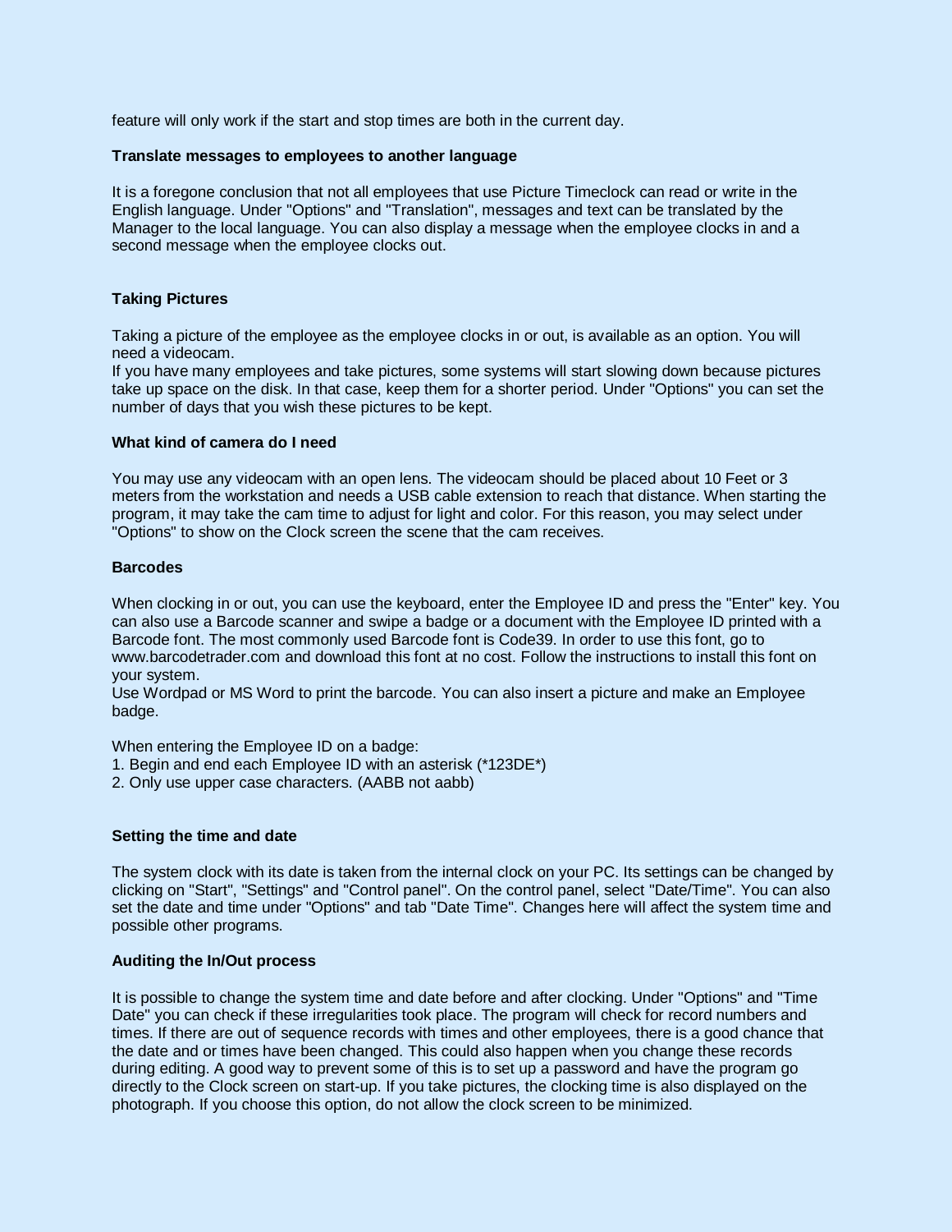feature will only work if the start and stop times are both in the current day.

**Translate messages to employees to another language**

It is a foregone conclusion that not all employees that use Picture Timeclock can read or write in the English language. Under "Options" and "Translation", messages and text can be translated by the Manager to the local language. You can also display a message when the employee clocks in and a second message when the employee clocks out.

**Taking Pictures**

Taking a picture of the employee as the employee clocks in or out, is available as an option. You will need a videocam.
If you have many employees and take pictures, some systems will start slowing down because pictures take up space on the disk. In that case, keep them for a shorter period. Under "Options" you can set the number of days that you wish these pictures to be kept.

**What kind of camera do I need**

You may use any videocam with an open lens. The videocam should be placed about 10 Feet or 3 meters from the workstation and needs a USB cable extension to reach that distance. When starting the program, it may take the cam time to adjust for light and color. For this reason, you may select under "Options" to show on the Clock screen the scene that the cam receives.

**Barcodes**

When clocking in or out, you can use the keyboard, enter the Employee ID and press the "Enter" key. You can also use a Barcode scanner and swipe a badge or a document with the Employee ID printed with a Barcode font. The most commonly used Barcode font is Code39. In order to use this font, go to www.barcodetrader.com and download this font at no cost. Follow the instructions to install this font on your system.
Use Wordpad or MS Word to print the barcode. You can also insert a picture and make an Employee badge.

When entering the Employee ID on a badge:
1. Begin and end each Employee ID with an asterisk (*123DE*)
2. Only use upper case characters. (AABB not aabb)

**Setting the time and date**

The system clock with its date is taken from the internal clock on your PC. Its settings can be changed by clicking on "Start", "Settings" and "Control panel". On the control panel, select "Date/Time". You can also set the date and time under "Options" and tab "Date Time". Changes here will affect the system time and possible other programs.

**Auditing the In/Out process**

It is possible to change the system time and date before and after clocking. Under "Options" and "Time Date" you can check if these irregularities took place. The program will check for record numbers and times. If there are out of sequence records with times and other employees, there is a good chance that the date and or times have been changed. This could also happen when you change these records during editing. A good way to prevent some of this is to set up a password and have the program go directly to the Clock screen on start-up. If you take pictures, the clocking time is also displayed on the photograph. If you choose this option, do not allow the clock screen to be minimized.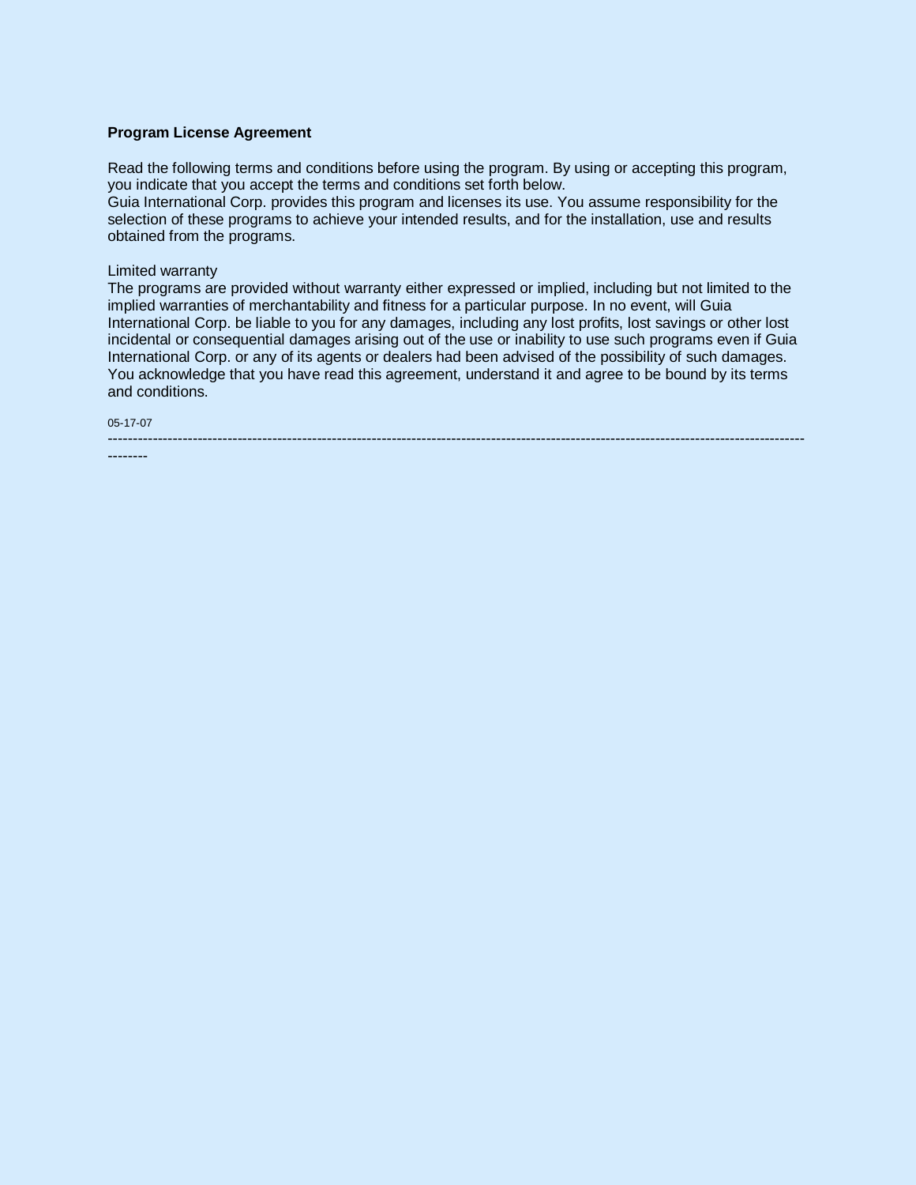**Program License Agreement**

Read the following terms and conditions before using the program. By using or accepting this program, you indicate that you accept the terms and conditions set forth below.
Guia International Corp. provides this program and licenses its use. You assume responsibility for the selection of these programs to achieve your intended results, and for the installation, use and results obtained from the programs.

Limited warranty
The programs are provided without warranty either expressed or implied, including but not limited to the implied warranties of merchantability and fitness for a particular purpose. In no event, will Guia International Corp. be liable to you for any damages, including any lost profits, lost savings or other lost incidental or consequential damages arising out of the use or inability to use such programs even if Guia International Corp. or any of its agents or dealers had been advised of the possibility of such damages.
You acknowledge that you have read this agreement, understand it and agree to be bound by its terms and conditions.

05-17-07

---------------------------------------------------------------------------------------------------------------------------------------------------------